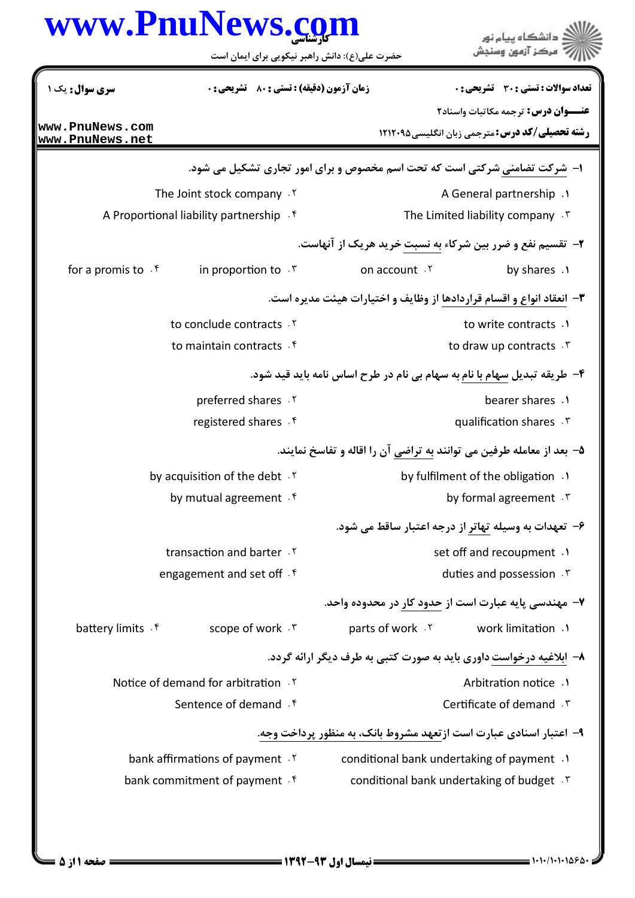**سری سوال:** یک ۱

**زمان آزمون (دقیقه) : تستی : ۸۰ تشریحی : ۰**

**تعداد سوالات : تستی : ۳۰ تشریحی : ۰**

**عنـــوان درس:** ترجمه مکاتبات واسناد۲

**رشته تحصیلی/کد درس:** مترجمی زبان انگلیسی ۱۲۱۲۰۹۵

۱- شرکت تضامنی شرکتی است که تحت اسم مخصوص و برای امور تجاری تشکیل می شود.

۱. A General partnership
۲. The Joint stock company
۳. The Limited liability company
۴. A Proportional liability partnership

۲- تقسیم نفع و ضرر بین شرکاء به نسبت خرید هریک از آنهاست.

۱. by shares
۲. on account
۳. in proportion to
۴. for a promis to

۳- انعقاد انواع و اقسام قراردادها از وظایف و اختیارات هیئت مدیره است.

۱. to write contracts
۲. to conclude contracts
۳. to draw up contracts
۴. to maintain contracts

۴- طریقه تبدیل سهام با نام به سهام بی نام در طرح اساس نامه باید قید شود.

۱. bearer shares
۲. preferred shares
۳. qualification shares
۴. registered shares

۵- بعد از معامله طرفین می توانند به تراضی آن را اقاله و تفاسخ نمایند.

۱. by fulfilment of the obligation
۲. by acquisition of the debt
۳. by formal agreement
۴. by mutual agreement

۶- تعهدات به وسیله تهاتر از درجه اعتبار ساقط می شود.

۱. set off and recoupment
۲. transaction and barter
۳. duties and possession
۴. engagement and set off

۷- مهندسی پایه عبارت است از حدود کار در محدوده واحد.

۱. work limitation
۲. parts of work
۳. scope of work
۴. battery limits

۸- ابلاغیه درخواست داوری باید به صورت کتبی به طرف دیگر ارائه گردد.

۱. Arbitration notice
۲. Notice of demand for arbitration
۳. Certificate of demand
۴. Sentence of demand

۹- اعتبار اسنادی عبارت است ازتعهد مشروط بانک، به منظور پرداخت وجه.

۱. conditional bank undertaking of payment
۲. bank affirmations of payment
۳. conditional bank undertaking of budget
۴. bank commitment of payment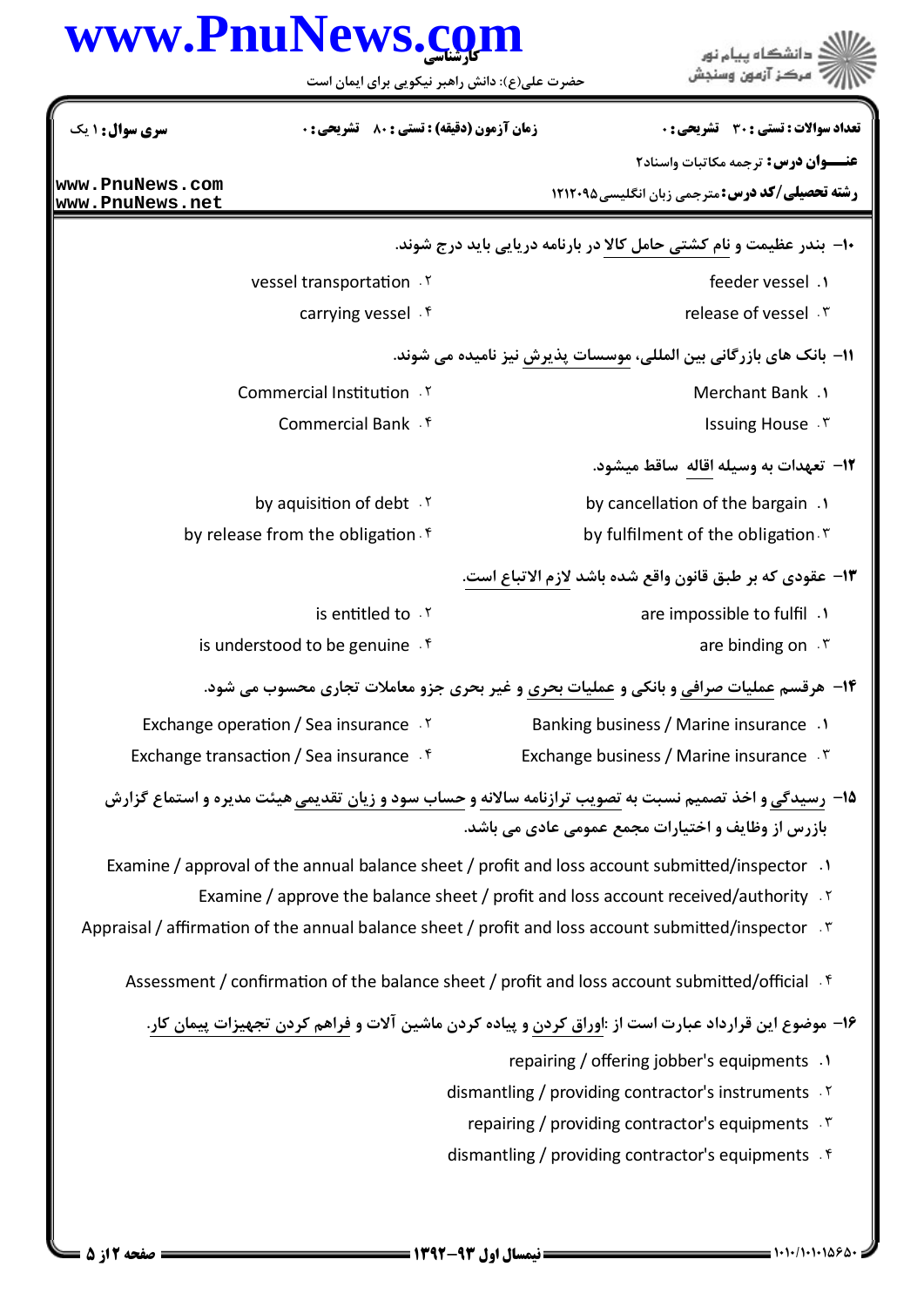۱۰- بندر عظیمت و نام کشتی حامل کالا در بارنامه دریایی باید درج شوند.

۱. feeder vessel
۲. vessel transportation
۳. release of vessel
۴. carrying vessel

۱۱- بانک های بازرگانی بین المللی، موسسات پذیرش نیز نامیده می شوند.

۱. Merchant Bank
۲. Commercial Institution
۳. Issuing House
۴. Commercial Bank

۱۲- تعهدات به وسیله اقاله ساقط میشود.

۱. by cancellation of the bargain
۲. by aquisition of debt
۳. by fulfilment of the obligation
۴. by release from the obligation

۱۳- عقودی که بر طبق قانون واقع شده باشد لازم الاتباع است.

۱. are impossible to fulfil
۲. is entitled to
۳. are binding on
۴. is understood to be genuine

۱۴- هرقسم عملیات صرافی و بانکی و عملیات بحری و غیر بحری جزو معاملات تجاری محسوب می شود.

۱. Banking business / Marine insurance
۲. Exchange operation / Sea insurance
۳. Exchange business / Marine insurance
۴. Exchange transaction / Sea insurance

۱۵- رسیدگی و اخذ تصمیم نسبت به تصویب ترازنامه سالانه و حساب سود و زیان تقدیمی هیئت مدیره و استماع گزارش بازرس از وظایف و اختیارات مجمع عمومی عادی می باشد.

۱. Examine / approval of the annual balance sheet / profit and loss account submitted/inspector
۲. Examine / approve the balance sheet / profit and loss account received/authority
۳. Appraisal / affirmation of the annual balance sheet / profit and loss account submitted/inspector
۴. Assessment / confirmation of the balance sheet / profit and loss account submitted/official

۱۶- موضوع این قرارداد عبارت است از :اوراق کردن و پیاده کردن ماشین آلات و فراهم کردن تجهیزات پیمان کار.

۱. repairing / offering jobber's equipments
۲. dismantling / providing contractor's instruments
۳. repairing / providing contractor's equipments
۴. dismantling / providing contractor's equipments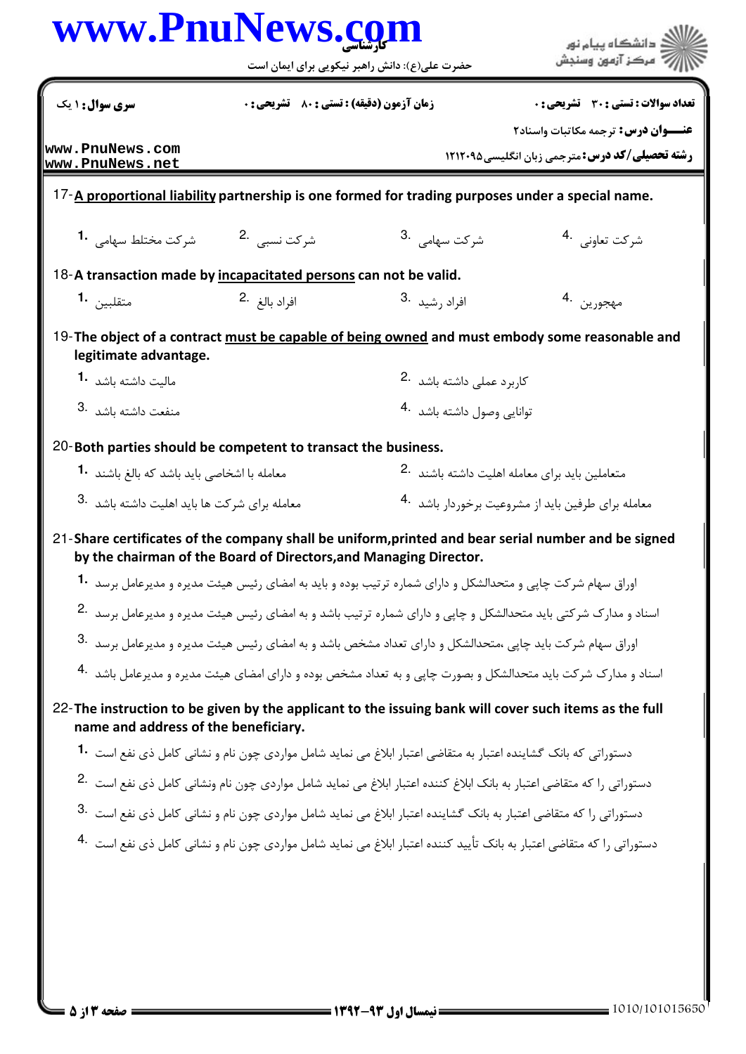17-**A proportional liability partnership is one formed for trading purposes under a special name.**

1. شرکت مختلط سهامی
2. شرکت نسبی
3. شرکت سهامی
4. شرکت تعاونی

18-**A transaction made by incapacitated persons can not be valid.**

1. متقلبین
2. افراد بالغ
3. افراد رشید
4. مهجورین

19-**The object of a contract must be capable of being owned and must embody some reasonable and legitimate advantage.**

1. مالیت داشته باشد
2. کاربرد عملی داشته باشد
3. منفعت داشته باشد
4. توانایی وصول داشته باشد

20-**Both parties should be competent to transact the business.**

1. معامله با اشخاصی باید باشد که بالغ باشند
2. متعاملین باید برای معامله اهلیت داشته باشند
3. معامله برای شرکت ها باید اهلیت داشته باشد
4. معامله برای طرفین باید از مشروعیت برخوردار باشد

21-**Share certificates of the company shall be uniform,printed and bear serial number and be signed by the chairman of the Board of Directors,and Managing Director.**

1. اوراق سهام شرکت چاپی و متحدالشکل و دارای شماره ترتیب بوده و باید به امضای رئیس هیئت مدیره و مدیرعامل برسد
2. اسناد و مدارک شرکتی باید متحدالشکل و چاپی و دارای شماره ترتیب باشد و به امضای رئیس هیئت مدیره و مدیرعامل برسد
3. اوراق سهام شرکت باید چاپی ،متحدالشکل و دارای تعداد مشخص باشد و به امضای رئیس هیئت مدیره و مدیرعامل برسد
4. اسناد و مدارک شرکت باید متحدالشکل و بصورت چاپی و به تعداد مشخص بوده و دارای امضای هیئت مدیره و مدیرعامل باشد

22-**The instruction to be given by the applicant to the issuing bank will cover such items as the full name and address of the beneficiary.**

1. دستوراتی که بانک گشاینده اعتبار به متقاضی اعتبار ابلاغ می نماید شامل مواردی چون نام و نشانی کامل ذی نفع است
2. دستوراتی را که متقاضی اعتبار به بانک ابلاغ کننده اعتبار ابلاغ می نماید شامل مواردی چون نام ونشانی کامل ذی نفع است
3. دستوراتی را که متقاضی اعتبار به بانک گشاینده اعتبار ابلاغ می نماید شامل مواردی چون نام و نشانی کامل ذی نفع است
4. دستوراتی را که متقاضی اعتبار به بانک تأیید کننده اعتبار ابلاغ می نماید شامل مواردی چون نام و نشانی کامل ذی نفع است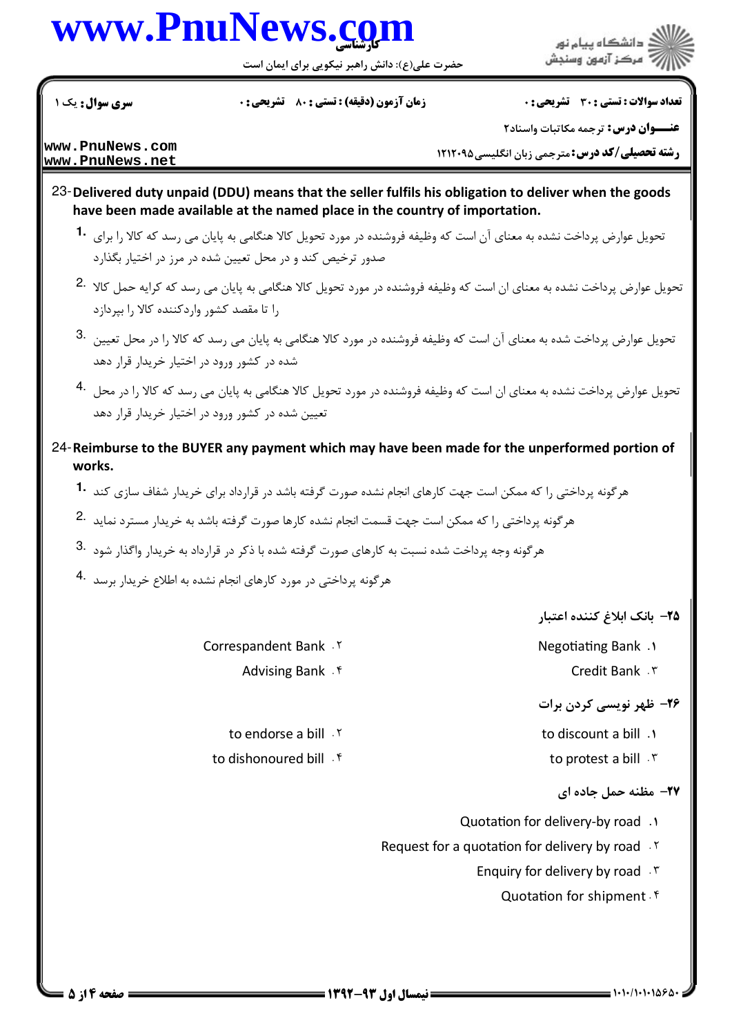23-**Delivered duty unpaid (DDU) means that the seller fulfils his obligation to deliver when the goods have been made available at the named place in the country of importation.**

1. تحویل عوارض پرداخت نشده به معنای آن است که وظیفه فروشنده در مورد تحویل کالا هنگامی به پایان می رسد که کالا را برای صدور ترخیص کند و در محل تعیین شده در مرز در اختیار بگذارد

2. تحویل عوارض پرداخت نشده به معنای ان است که وظیفه فروشنده در مورد تحویل کالا هنگامی به پایان می رسد که کرایه حمل کالا را تا مقصد کشور واردکننده کالا را بپردازد

3. تحویل عوارض پرداخت شده به معنای آن است که وظیفه فروشنده در مورد کالا هنگامی به پایان می رسد که کالا را در محل تعیین شده در کشور ورود در اختیار خریدار قرار دهد

4. تحویل عوارض پرداخت نشده به معنای ان است که وظیفه فروشنده در مورد تحویل کالا هنگامی به پایان می رسد که کالا را در محل تعیین شده در کشور ورود در اختیار خریدار قرار دهد

24-**Reimburse to the BUYER any payment which may have been made for the unperformed portion of works.**

1. هرگونه پرداختی را که ممکن است جهت کارهای انجام نشده صورت گرفته باشد در قرارداد برای خریدار شفاف سازی کند

2. هرگونه پرداختی را که ممکن است جهت قسمت انجام نشده کارها صورت گرفته باشد به خریدار مسترد نماید

3. هرگونه وجه پرداخت شده نسبت به کارهای صورت گرفته شده با ذکر در قرارداد به خریدار واگذار شود

4. هرگونه پرداختی در مورد کارهای انجام نشده به اطلاع خریدار برسد

**۲۵- بانک ابلاغ کننده اعتبار**

۱. Negotiating Bank

۲. Correspandent Bank

۳. Credit Bank

۴. Advising Bank

**۲۶- ظهر نویسی کردن برات**

۱. to discount a bill

۲. to endorse a bill

۳. to protest a bill

۴. to dishonoured bill

**۲۷- مظنه حمل جاده ای**

۱. Quotation for delivery-by road

۲. Request for a quotation for delivery by road

۳. Enquiry for delivery by road

۴. Quotation for shipment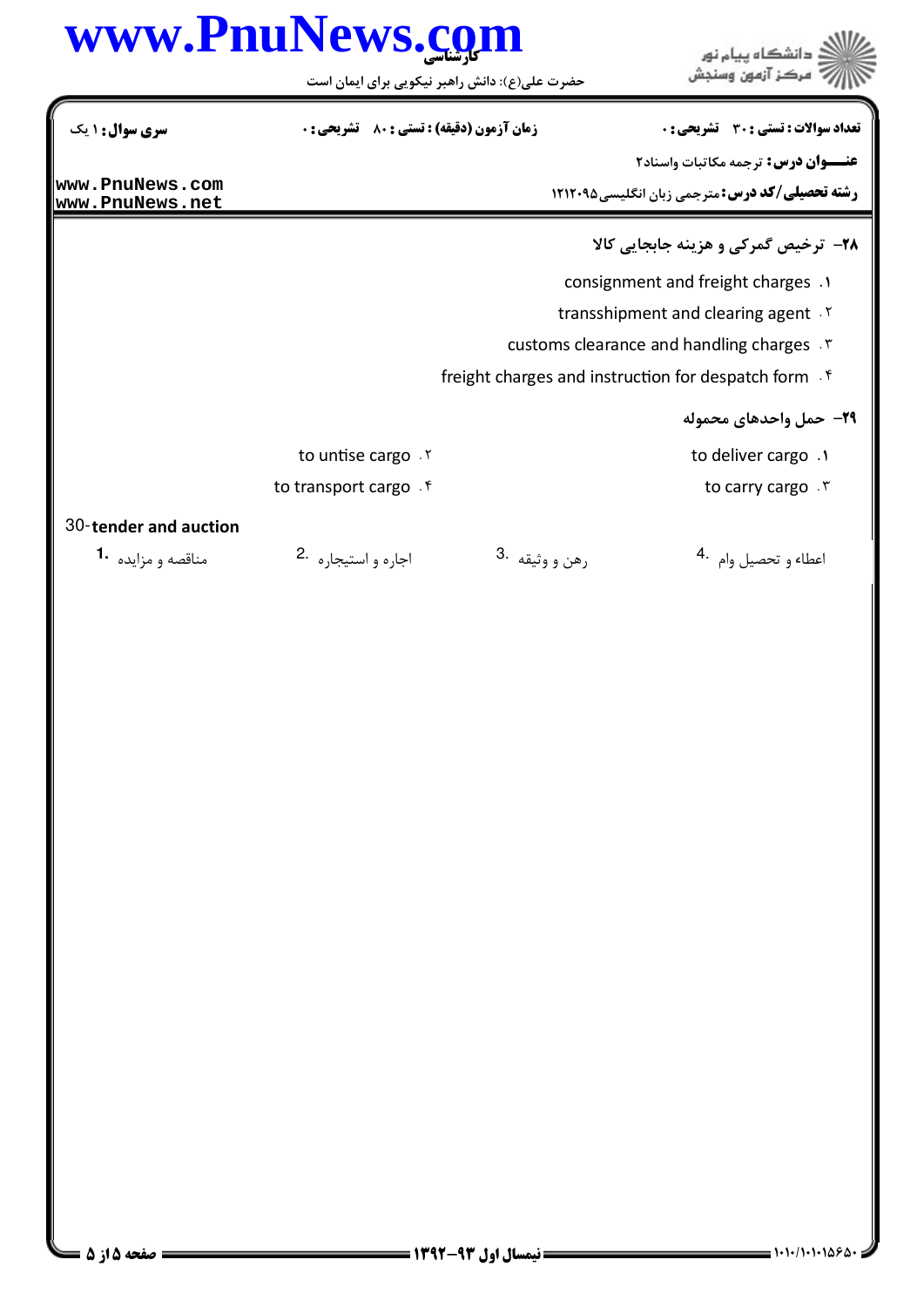۲۸- ترخیص گمرکی و هزینه جابجایی کالا

۱. consignment and freight charges

۲. transshipment and clearing agent

۳. customs clearance and handling charges

۴. freight charges and instruction for despatch form

۲۹- حمل واحدهای محموله

۱. to deliver cargo

۲. to untise cargo

۳. to carry cargo

۴. to transport cargo

30- **tender and auction**

1. مناقصه و مزایده

2. اجاره و استیجاره

3. رهن و وثیقه

4. اعطاء و تحصیل وام